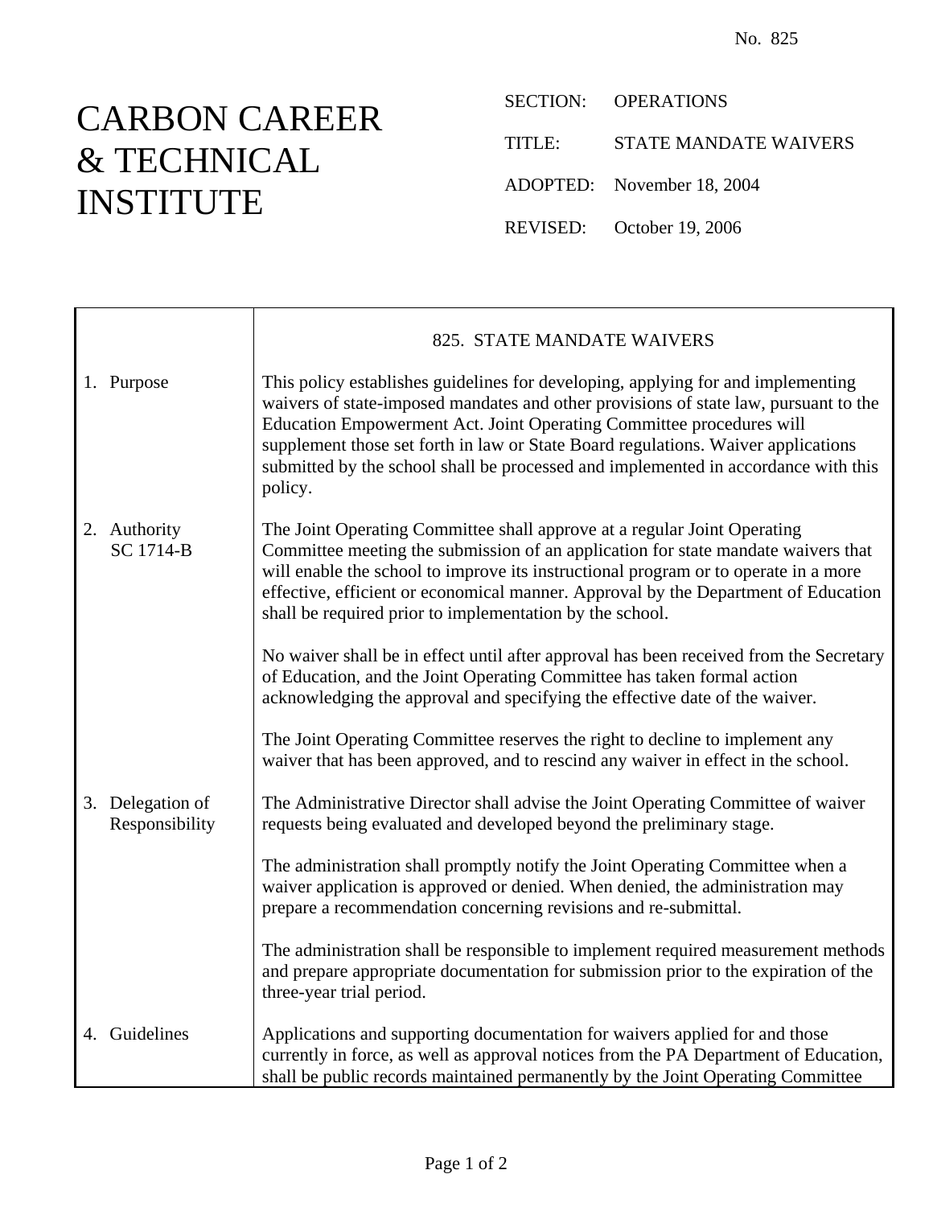No. 825

# CARBON CAREER & TECHNICAL INSTITUTE

SECTION: OPERATIONS

TITLE: STATE MANDATE WAIVERS

ADOPTED: November 18, 2004

REVISED: October 19, 2006

## 825. STATE MANDATE WAIVERS

### 1. Purpose

This policy establishes guidelines for developing, applying for and implementing waivers of state-imposed mandates and other provisions of state law, pursuant to the Education Empowerment Act. Joint Operating Committee procedures will supplement those set forth in law or State Board regulations. Waiver applications submitted by the school shall be processed and implemented in accordance with this policy.

### 2. Authority

SC 1714-B

The Joint Operating Committee shall approve at a regular Joint Operating Committee meeting the submission of an application for state mandate waivers that will enable the school to improve its instructional program or to operate in a more effective, efficient or economical manner. Approval by the Department of Education shall be required prior to implementation by the school.

No waiver shall be in effect until after approval has been received from the Secretary of Education, and the Joint Operating Committee has taken formal action acknowledging the approval and specifying the effective date of the waiver.

The Joint Operating Committee reserves the right to decline to implement any waiver that has been approved, and to rescind any waiver in effect in the school.

### 3. Delegation of Responsibility

The Administrative Director shall advise the Joint Operating Committee of waiver requests being evaluated and developed beyond the preliminary stage.

The administration shall promptly notify the Joint Operating Committee when a waiver application is approved or denied. When denied, the administration may prepare a recommendation concerning revisions and re-submittal.

The administration shall be responsible to implement required measurement methods and prepare appropriate documentation for submission prior to the expiration of the three-year trial period.

### 4. Guidelines

Applications and supporting documentation for waivers applied for and those currently in force, as well as approval notices from the PA Department of Education, shall be public records maintained permanently by the Joint Operating Committee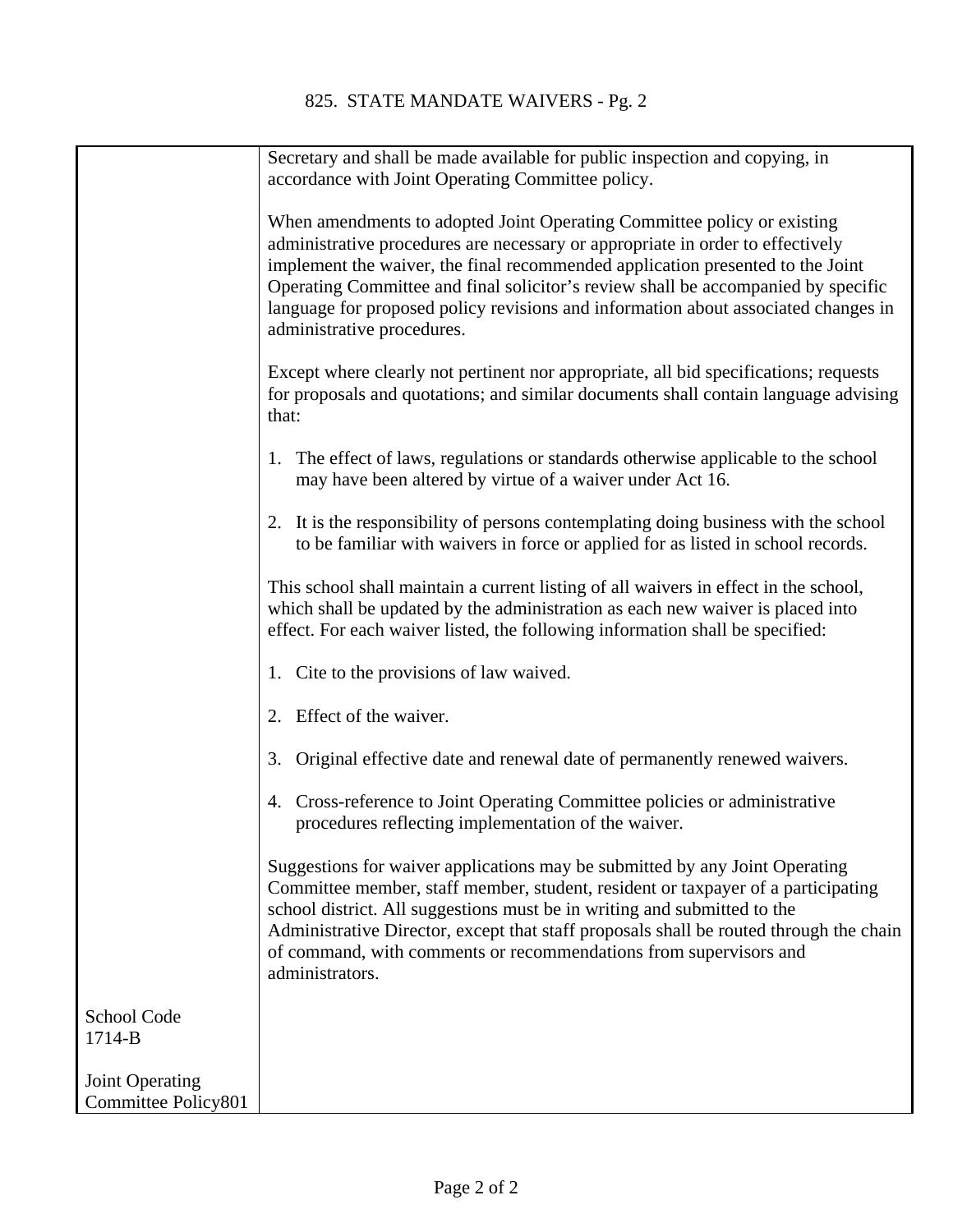Secretary and shall be made available for public inspection and copying, in accordance with Joint Operating Committee policy.

When amendments to adopted Joint Operating Committee policy or existing administrative procedures are necessary or appropriate in order to effectively implement the waiver, the final recommended application presented to the Joint Operating Committee and final solicitor's review shall be accompanied by specific language for proposed policy revisions and information about associated changes in administrative procedures.

Except where clearly not pertinent nor appropriate, all bid specifications; requests for proposals and quotations; and similar documents shall contain language advising that:

1. The effect of laws, regulations or standards otherwise applicable to the school may have been altered by virtue of a waiver under Act 16.

2. It is the responsibility of persons contemplating doing business with the school to be familiar with waivers in force or applied for as listed in school records.

This school shall maintain a current listing of all waivers in effect in the school, which shall be updated by the administration as each new waiver is placed into effect. For each waiver listed, the following information shall be specified:

1. Cite to the provisions of law waived.

2. Effect of the waiver.

3. Original effective date and renewal date of permanently renewed waivers.

4. Cross-reference to Joint Operating Committee policies or administrative procedures reflecting implementation of the waiver.

Suggestions for waiver applications may be submitted by any Joint Operating Committee member, staff member, student, resident or taxpayer of a participating school district. All suggestions must be in writing and submitted to the Administrative Director, except that staff proposals shall be routed through the chain of command, with comments or recommendations from supervisors and administrators.

School Code 1714-B

Joint Operating Committee Policy801